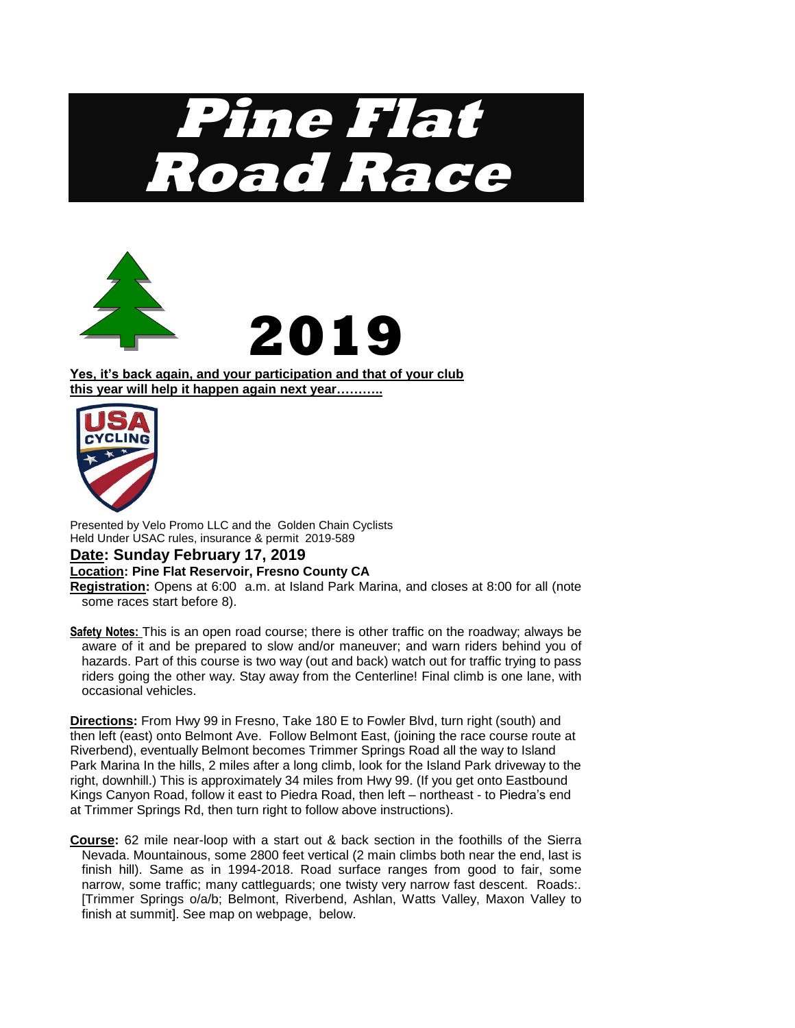# Pine Flat Road Race

# 2019

**Yes, it's back again, and your participation and that of your club this year will help it happen again next year………..**

Presented by Velo Promo LLC and the Golden Chain Cyclists
Held Under USAC rules, insurance & permit 2019-589

## Date: Sunday February 17, 2019

**Location: Pine Flat Reservoir, Fresno County CA**

**Registration:** Opens at 6:00 a.m. at Island Park Marina, and closes at 8:00 for all (note some races start before 8).

**Safety Notes:** This is an open road course; there is other traffic on the roadway; always be aware of it and be prepared to slow and/or maneuver; and warn riders behind you of hazards. Part of this course is two way (out and back) watch out for traffic trying to pass riders going the other way. Stay away from the Centerline! Final climb is one lane, with occasional vehicles.

**Directions:** From Hwy 99 in Fresno, Take 180 E to Fowler Blvd, turn right (south) and then left (east) onto Belmont Ave. Follow Belmont East, (joining the race course route at Riverbend), eventually Belmont becomes Trimmer Springs Road all the way to Island Park Marina In the hills, 2 miles after a long climb, look for the Island Park driveway to the right, downhill.) This is approximately 34 miles from Hwy 99. (If you get onto Eastbound Kings Canyon Road, follow it east to Piedra Road, then left – northeast - to Piedra's end at Trimmer Springs Rd, then turn right to follow above instructions).

**Course:** 62 mile near-loop with a start out & back section in the foothills of the Sierra Nevada. Mountainous, some 2800 feet vertical (2 main climbs both near the end, last is finish hill). Same as in 1994-2018. Road surface ranges from good to fair, some narrow, some traffic; many cattleguards; one twisty very narrow fast descent. Roads:. [Trimmer Springs o/a/b; Belmont, Riverbend, Ashlan, Watts Valley, Maxon Valley to finish at summit]. See map on webpage, below.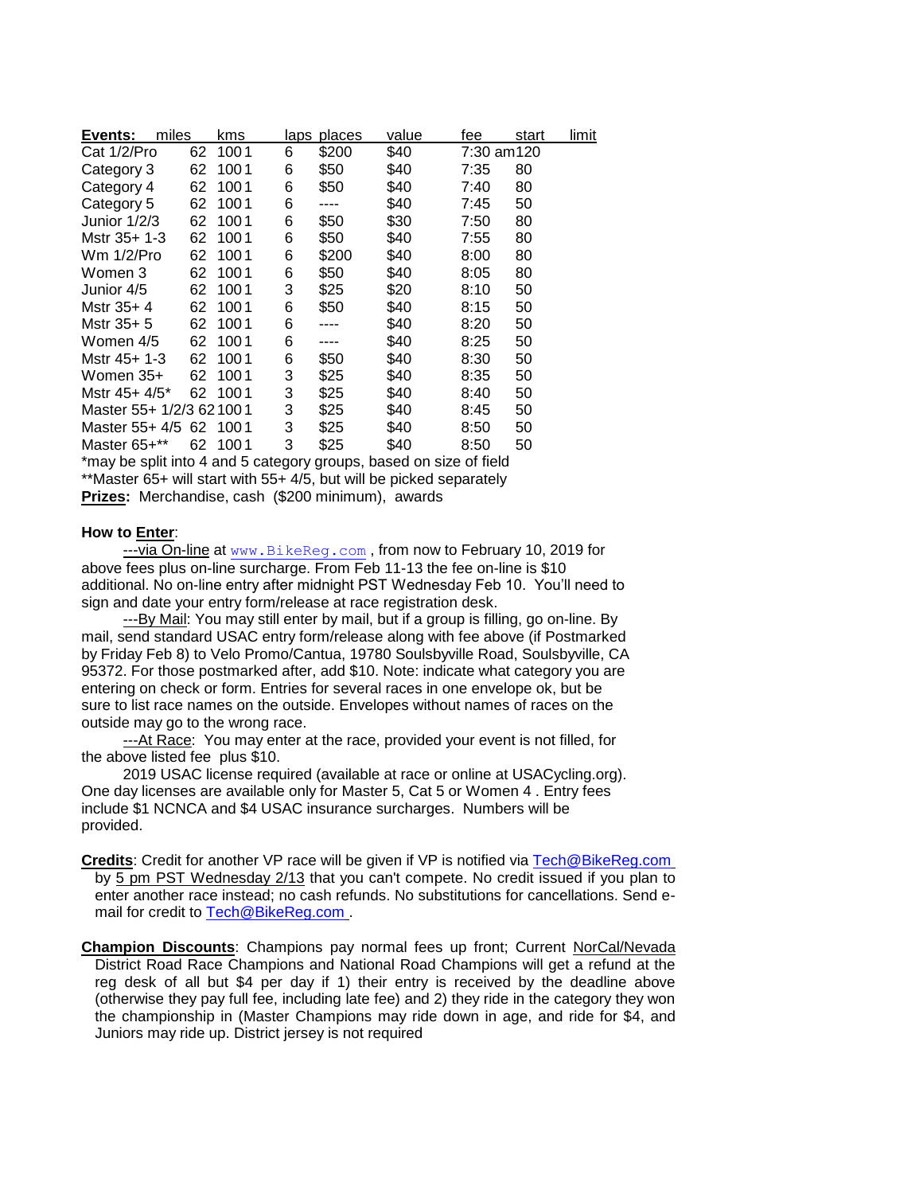| Events: | miles | kms | laps | places | value | fee | start | limit |
|---|---|---|---|---|---|---|---|---|
| Cat 1/2/Pro | 62 | 100 | 1 | 6 | $200 | $40 | 7:30 am | 120 |
| Category 3 | 62 | 100 | 1 | 6 | $50 | $40 | 7:35 | 80 |
| Category 4 | 62 | 100 | 1 | 6 | $50 | $40 | 7:40 | 80 |
| Category 5 | 62 | 100 | 1 | 6 | ---- | $40 | 7:45 | 50 |
| Junior 1/2/3 | 62 | 100 | 1 | 6 | $50 | $30 | 7:50 | 80 |
| Mstr 35+ 1-3 | 62 | 100 | 1 | 6 | $50 | $40 | 7:55 | 80 |
| Wm 1/2/Pro | 62 | 100 | 1 | 6 | $200 | $40 | 8:00 | 80 |
| Women 3 | 62 | 100 | 1 | 6 | $50 | $40 | 8:05 | 80 |
| Junior 4/5 | 62 | 100 | 1 | 3 | $25 | $20 | 8:10 | 50 |
| Mstr 35+ 4 | 62 | 100 | 1 | 6 | $50 | $40 | 8:15 | 50 |
| Mstr 35+ 5 | 62 | 100 | 1 | 6 | ---- | $40 | 8:20 | 50 |
| Women 4/5 | 62 | 100 | 1 | 6 | ---- | $40 | 8:25 | 50 |
| Mstr 45+ 1-3 | 62 | 100 | 1 | 6 | $50 | $40 | 8:30 | 50 |
| Women 35+ | 62 | 100 | 1 | 3 | $25 | $40 | 8:35 | 50 |
| Mstr 45+ 4/5* | 62 | 100 | 1 | 3 | $25 | $40 | 8:40 | 50 |
| Master 55+ 1/2/3 | 62 | 100 | 1 | 3 | $25 | $40 | 8:45 | 50 |
| Master 55+ 4/5 | 62 | 100 | 1 | 3 | $25 | $40 | 8:50 | 50 |
| Master 65+** | 62 | 100 | 1 | 3 | $25 | $40 | 8:50 | 50 |

*may be split into 4 and 5 category groups, based on size of field

**Master 65+ will start with 55+ 4/5, but will be picked separately

**Prizes:** Merchandise, cash ($200 minimum), awards

**How to Enter**:

---via On-line at www.BikeReg.com , from now to February 10, 2019 for above fees plus on-line surcharge. From Feb 11-13 the fee on-line is $10 additional. No on-line entry after midnight PST Wednesday Feb 10. You'll need to sign and date your entry form/release at race registration desk.

---By Mail: You may still enter by mail, but if a group is filling, go on-line. By mail, send standard USAC entry form/release along with fee above (if Postmarked by Friday Feb 8) to Velo Promo/Cantua, 19780 Soulsbyville Road, Soulsbyville, CA 95372. For those postmarked after, add $10. Note: indicate what category you are entering on check or form. Entries for several races in one envelope ok, but be sure to list race names on the outside. Envelopes without names of races on the outside may go to the wrong race.

---At Race: You may enter at the race, provided your event is not filled, for the above listed fee plus $10.

2019 USAC license required (available at race or online at USACycling.org). One day licenses are available only for Master 5, Cat 5 or Women 4 . Entry fees include $1 NCNCA and $4 USAC insurance surcharges. Numbers will be provided.

**Credits**: Credit for another VP race will be given if VP is notified via Tech@BikeReg.com by 5 pm PST Wednesday 2/13 that you can't compete. No credit issued if you plan to enter another race instead; no cash refunds. No substitutions for cancellations. Send e-mail for credit to Tech@BikeReg.com .

**Champion Discounts**: Champions pay normal fees up front; Current NorCal/Nevada District Road Race Champions and National Road Champions will get a refund at the reg desk of all but $4 per day if 1) their entry is received by the deadline above (otherwise they pay full fee, including late fee) and 2) they ride in the category they won the championship in (Master Champions may ride down in age, and ride for $4, and Juniors may ride up. District jersey is not required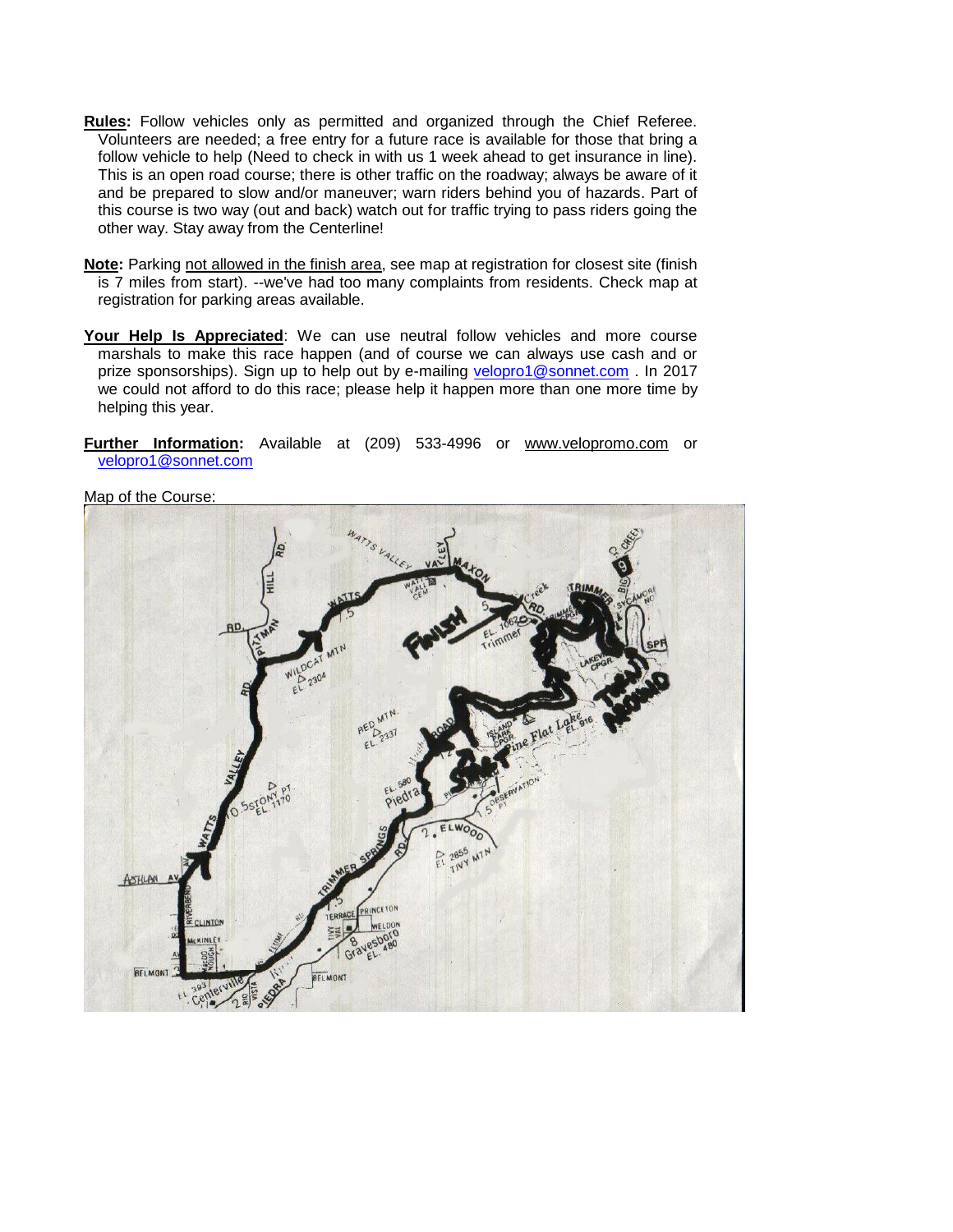**Rules:** Follow vehicles only as permitted and organized through the Chief Referee. Volunteers are needed; a free entry for a future race is available for those that bring a follow vehicle to help (Need to check in with us 1 week ahead to get insurance in line). This is an open road course; there is other traffic on the roadway; always be aware of it and be prepared to slow and/or maneuver; warn riders behind you of hazards. Part of this course is two way (out and back) watch out for traffic trying to pass riders going the other way. Stay away from the Centerline!

**Note:** Parking not allowed in the finish area, see map at registration for closest site (finish is 7 miles from start). --we've had too many complaints from residents. Check map at registration for parking areas available.

**Your Help Is Appreciated**: We can use neutral follow vehicles and more course marshals to make this race happen (and of course we can always use cash and or prize sponsorships). Sign up to help out by e-mailing velopro1@sonnet.com . In 2017 we could not afford to do this race; please help it happen more than one more time by helping this year.

**Further Information:** Available at (209) 533-4996 or www.velopromo.com or velopro1@sonnet.com

Map of the Course: